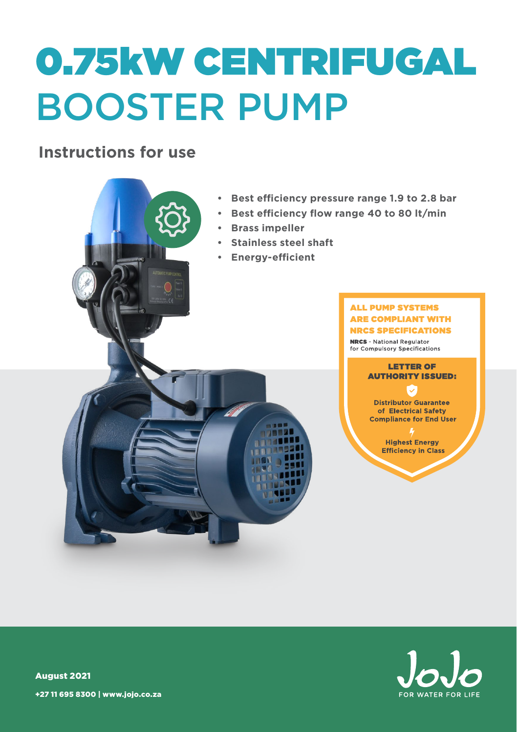# 0.75kW CENTRIFUGAL BOOSTER PUMP

## Instructions for use

- **Best efficiency pressure range 1.9 to 2.8 bar**
- **Best efficiency flow range 40 to 80 lt/min**
- **Brass impeller**
- **Stainless steel shaft**
- **Energy-efficient**

**ALL PUMP SYSTEMS ARE COMPLIANT WITH NRCS SPECIFICATIONS**

**NRCS** - National Regulator for Compulsory Specifications

**LETTER OF AUTHORITY ISSUED:**

**Distributor Guarantee of Electrical Safety Compliance for End User**

**Highest Energy Efficiency in Class**

**August 2021**

**+27 11 695 8300 | www.jojo.co.za**

JoJo FOR WATER FOR LIFE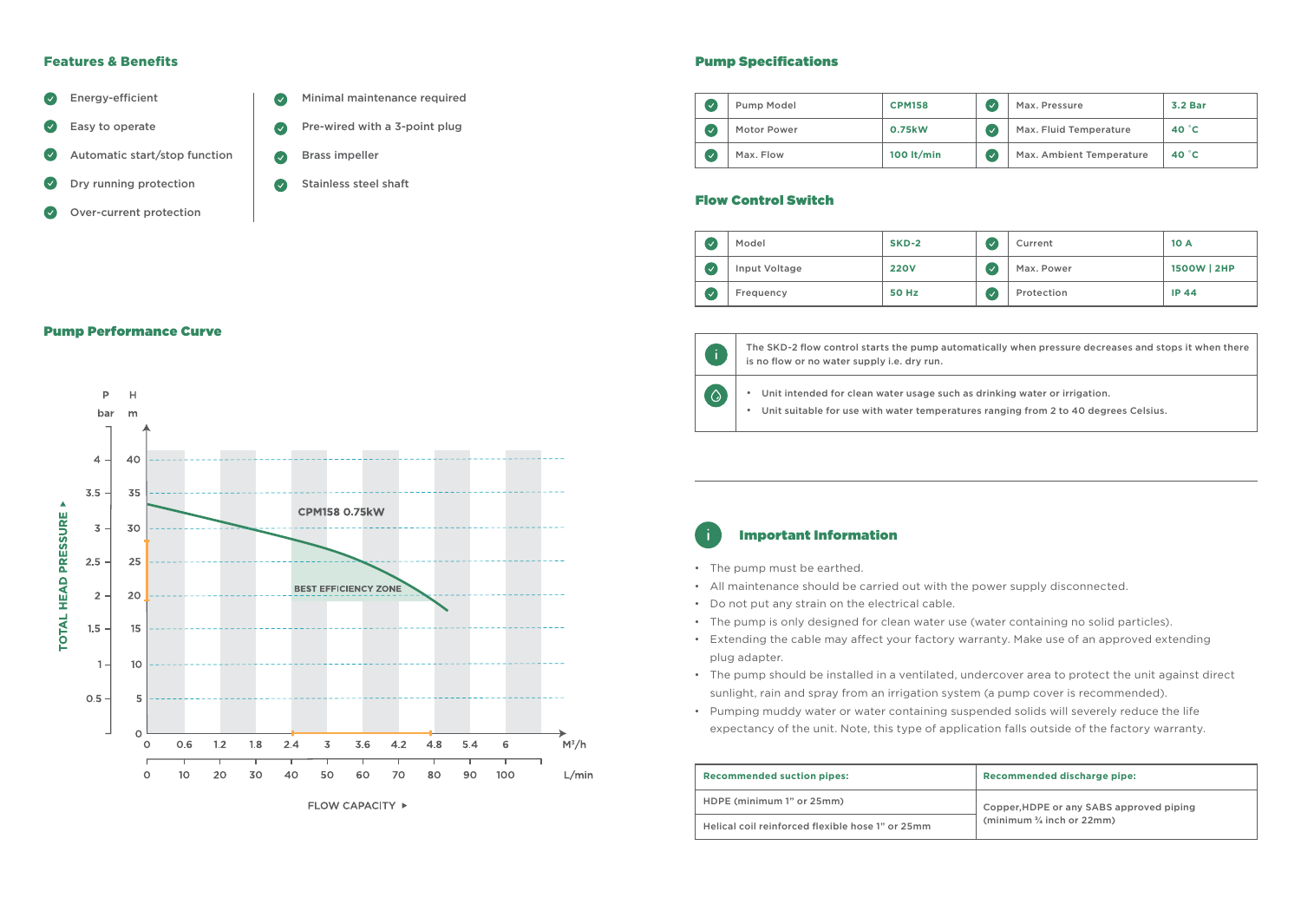## Features & Benefits

- Energy-efficient
- Easy to operate
- Automatic start/stop function
- Dry running protection
- Over-current protection
- Minimal maintenance required
- Pre-wired with a 3-point plug
- Brass impeller
- Stainless steel shaft

## Pump Performance Curve

P bar | H m

TOTAL HEAD PRESSURE ▸

CPM158 0.75kW

BEST EFFICIENCY ZONE

FLOW CAPACITY ▸

M³/h: 0, 0.6, 1.2, 1.8, 2.4, 3, 3.6, 4.2, 4.8, 5.4, 6

L/min: 0, 10, 20, 30, 40, 50, 60, 70, 80, 90, 100

bar: 0, 0.5, 1, 1.5, 2, 2.5, 3, 3.5, 4

m: 0, 5, 10, 15, 20, 25, 30, 35, 40

## Pump Specifications

| | | | | | |
|---|---|---|---|---|---|
| ✓ | Pump Model | CPM158 | ✓ | Max. Pressure | 3.2 Bar |
| ✓ | Motor Power | 0.75kW | ✓ | Max. Fluid Temperature | 40 °C |
| ✓ | Max. Flow | 100 lt/min | ✓ | Max. Ambient Temperature | 40 °C |

## Flow Control Switch

| | | | | | |
|---|---|---|---|---|---|
| ✓ | Model | SKD-2 | ✓ | Current | 10 A |
| ✓ | Input Voltage | 220V | ✓ | Max. Power | 1500W \| 2HP |
| ✓ | Frequency | 50 Hz | ✓ | Protection | IP 44 |

The SKD-2 flow control starts the pump automatically when pressure decreases and stops it when there is no flow or no water supply i.e. dry run.

- Unit intended for clean water usage such as drinking water or irrigation.
- Unit suitable for use with water temperatures ranging from 2 to 40 degrees Celsius.

## Important Information

- The pump must be earthed.
- All maintenance should be carried out with the power supply disconnected.
- Do not put any strain on the electrical cable.
- The pump is only designed for clean water use (water containing no solid particles).
- Extending the cable may affect your factory warranty. Make use of an approved extending plug adapter.
- The pump should be installed in a ventilated, undercover area to protect the unit against direct sunlight, rain and spray from an irrigation system (a pump cover is recommended).
- Pumping muddy water or water containing suspended solids will severely reduce the life expectancy of the unit. Note, this type of application falls outside of the factory warranty.

| Recommended suction pipes: | Recommended discharge pipe: |
|---|---|
| HDPE (minimum 1" or 25mm) | Copper,HDPE or any SABS approved piping (minimum ¾ inch or 22mm) |
| Helical coil reinforced flexible hose 1" or 25mm | |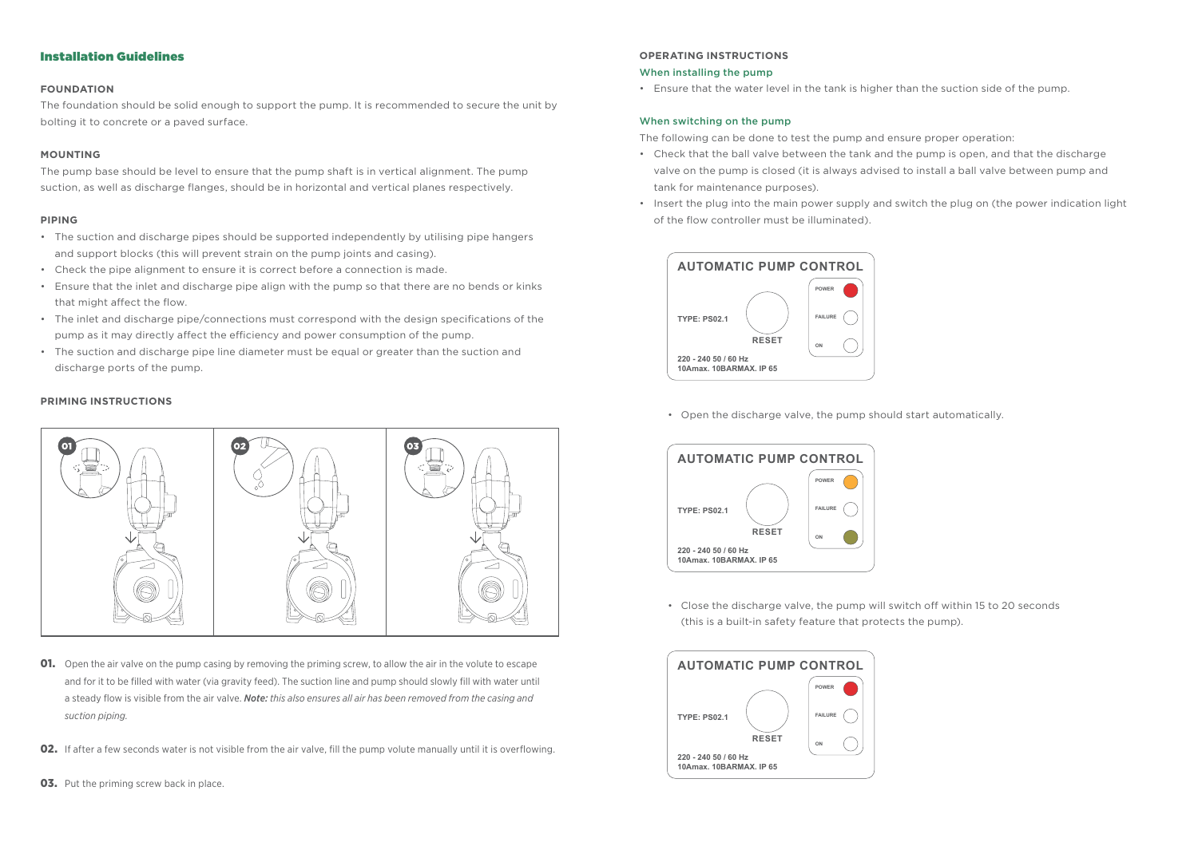## Installation Guidelines

### FOUNDATION

The foundation should be solid enough to support the pump. It is recommended to secure the unit by bolting it to concrete or a paved surface.

### MOUNTING

The pump base should be level to ensure that the pump shaft is in vertical alignment. The pump suction, as well as discharge flanges, should be in horizontal and vertical planes respectively.

### PIPING

- The suction and discharge pipes should be supported independently by utilising pipe hangers and support blocks (this will prevent strain on the pump joints and casing).
- Check the pipe alignment to ensure it is correct before a connection is made.
- Ensure that the inlet and discharge pipe align with the pump so that there are no bends or kinks that might affect the flow.
- The inlet and discharge pipe/connections must correspond with the design specifications of the pump as it may directly affect the efficiency and power consumption of the pump.
- The suction and discharge pipe line diameter must be equal or greater than the suction and discharge ports of the pump.

### PRIMING INSTRUCTIONS

**01.** Open the air valve on the pump casing by removing the priming screw, to allow the air in the volute to escape and for it to be filled with water (via gravity feed). The suction line and pump should slowly fill with water until a steady flow is visible from the air valve. ***Note:*** *this also ensures all air has been removed from the casing and suction piping.*

**02.** If after a few seconds water is not visible from the air valve, fill the pump volute manually until it is overflowing.

**03.** Put the priming screw back in place.

### OPERATING INSTRUCTIONS

#### When installing the pump

- Ensure that the water level in the tank is higher than the suction side of the pump.

#### When switching on the pump

The following can be done to test the pump and ensure proper operation:

- Check that the ball valve between the tank and the pump is open, and that the discharge valve on the pump is closed (it is always advised to install a ball valve between pump and tank for maintenance purposes).
- Insert the plug into the main power supply and switch the plug on (the power indication light of the flow controller must be illuminated).

**AUTOMATIC PUMP CONTROL**
TYPE: PS02.1 — RESET — POWER / FAILURE / ON
220 - 240 50 / 60 Hz
10Amax. 10BARMAX. IP 65

- Open the discharge valve, the pump should start automatically.

**AUTOMATIC PUMP CONTROL**
TYPE: PS02.1 — RESET — POWER / FAILURE / ON
220 - 240 50 / 60 Hz
10Amax. 10BARMAX. IP 65

- Close the discharge valve, the pump will switch off within 15 to 20 seconds (this is a built-in safety feature that protects the pump).

**AUTOMATIC PUMP CONTROL**
TYPE: PS02.1 — RESET — POWER / FAILURE / ON
220 - 240 50 / 60 Hz
10Amax. 10BARMAX. IP 65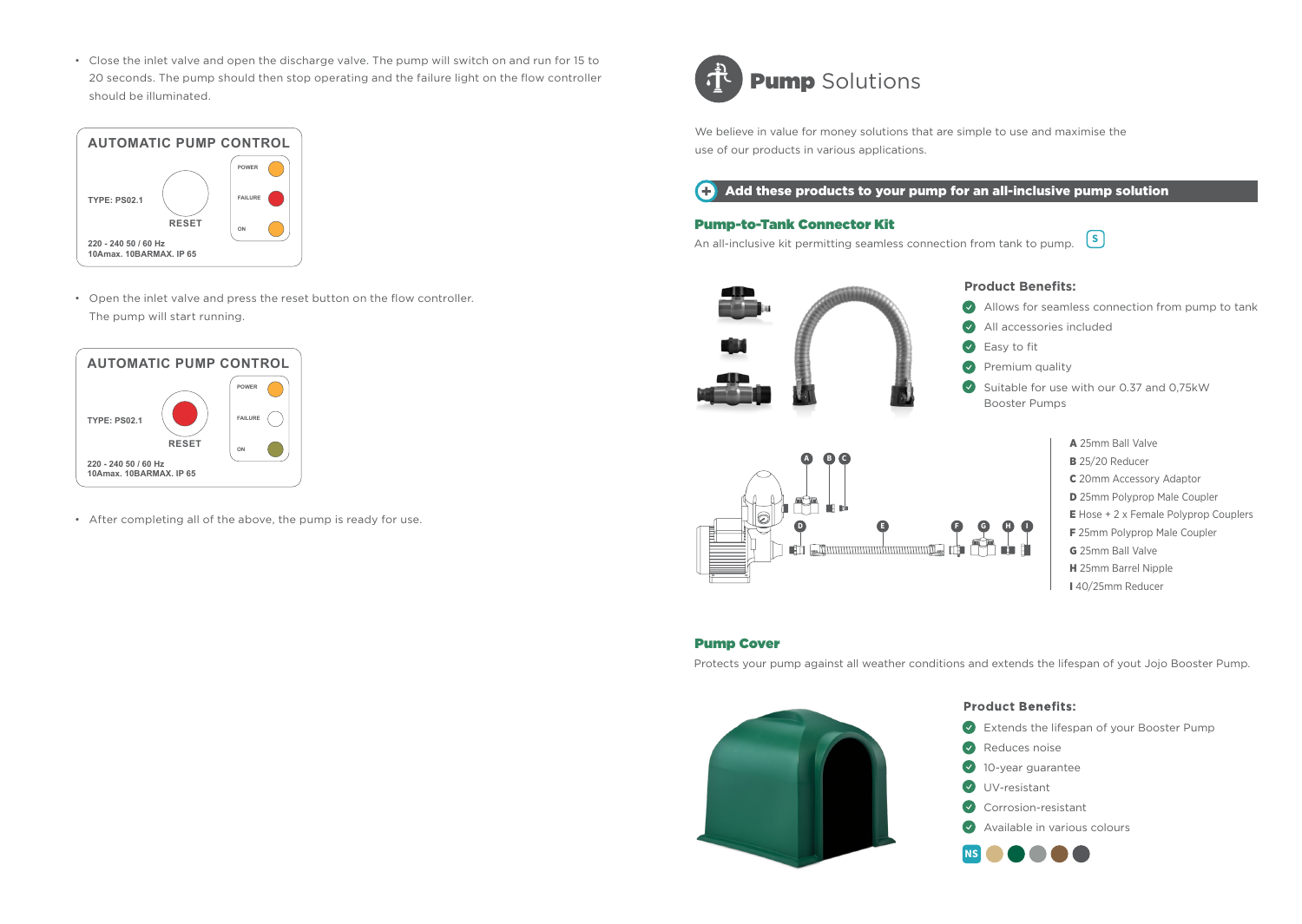- Close the inlet valve and open the discharge valve. The pump will switch on and run for 15 to 20 seconds. The pump should then stop operating and the failure light on the flow controller should be illuminated.

**AUTOMATIC PUMP CONTROL**

TYPE: PS02.1

RESET

POWER

FAILURE

ON

220 - 240 50 / 60 Hz
10Amax. 10BARMAX. IP 65

- Open the inlet valve and press the reset button on the flow controller. The pump will start running.

**AUTOMATIC PUMP CONTROL**

TYPE: PS02.1

RESET

POWER

FAILURE

ON

220 - 240 50 / 60 Hz
10Amax. 10BARMAX. IP 65

- After completing all of the above, the pump is ready for use.

# **Pump** Solutions

We believe in value for money solutions that are simple to use and maximise the use of our products in various applications.

**Add these products to your pump for an all-inclusive pump solution**

## Pump-to-Tank Connector Kit

An all-inclusive kit permitting seamless connection from tank to pump. S

### Product Benefits:

- Allows for seamless connection from pump to tank
- All accessories included
- Easy to fit
- Premium quality
- Suitable for use with our 0.37 and 0,75kW Booster Pumps

**A** 25mm Ball Valve
**B** 25/20 Reducer
**C** 20mm Accessory Adaptor
**D** 25mm Polyprop Male Coupler
**E** Hose + 2 x Female Polyprop Couplers
**F** 25mm Polyprop Male Coupler
**G** 25mm Ball Valve
**H** 25mm Barrel Nipple
**I** 40/25mm Reducer

## Pump Cover

Protects your pump against all weather conditions and extends the lifespan of yout Jojo Booster Pump.

### Product Benefits:

- Extends the lifespan of your Booster Pump
- Reduces noise
- 10-year guarantee
- UV-resistant
- Corrosion-resistant
- Available in various colours

NS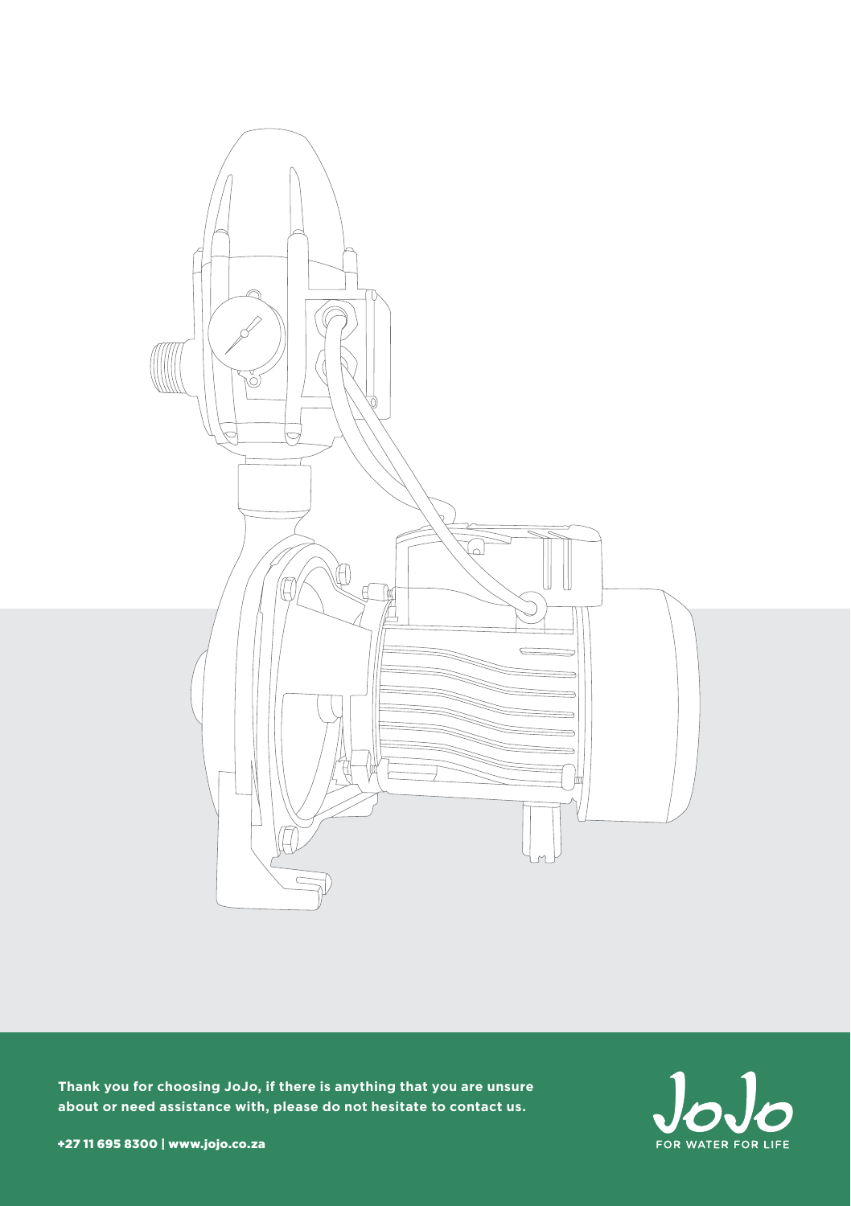**Thank you for choosing JoJo, if there is anything that you are unsure about or need assistance with, please do not hesitate to contact us.**

**+27 11 695 8300 | www.jojo.co.za**

JoJo

FOR WATER FOR LIFE